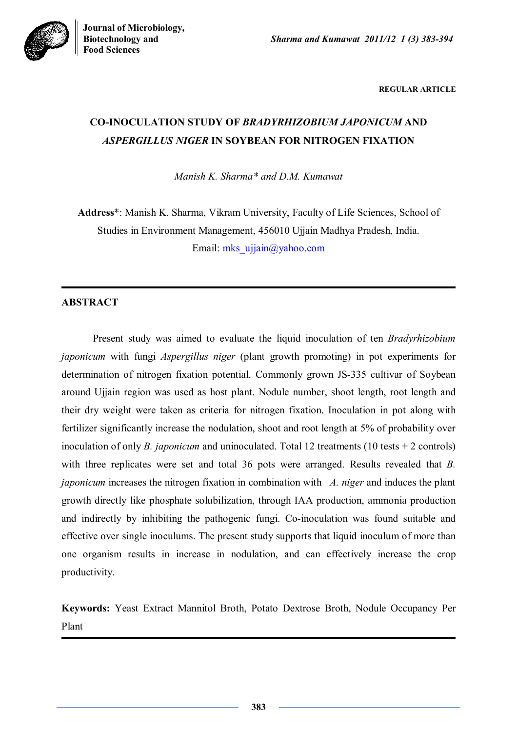REGULAR ARTICLE

# CO-INOCULATION STUDY OF *BRADYRHIZOBIUM JAPONICUM* AND *ASPERGILLUS NIGER* IN SOYBEAN FOR NITROGEN FIXATION

*Manish K. Sharma\* and D.M. Kumawat*

**Address**\*: Manish K. Sharma, Vikram University, Faculty of Life Sciences, School of Studies in Environment Management, 456010 Ujjain Madhya Pradesh, India.
Email: mks_ujjain@yahoo.com

## ABSTRACT

Present study was aimed to evaluate the liquid inoculation of ten *Bradyrhizobium japonicum* with fungi *Aspergillus niger* (plant growth promoting) in pot experiments for determination of nitrogen fixation potential. Commonly grown JS-335 cultivar of Soybean around Ujjain region was used as host plant. Nodule number, shoot length, root length and their dry weight were taken as criteria for nitrogen fixation. Inoculation in pot along with fertilizer significantly increase the nodulation, shoot and root length at 5% of probability over inoculation of only *B. japonicum* and uninoculated. Total 12 treatments (10 tests + 2 controls) with three replicates were set and total 36 pots were arranged. Results revealed that *B. japonicum* increases the nitrogen fixation in combination with *A. niger* and induces the plant growth directly like phosphate solubilization, through IAA production, ammonia production and indirectly by inhibiting the pathogenic fungi. Co-inoculation was found suitable and effective over single inoculums. The present study supports that liquid inoculum of more than one organism results in increase in nodulation, and can effectively increase the crop productivity.

**Keywords:** Yeast Extract Mannitol Broth, Potato Dextrose Broth, Nodule Occupancy Per Plant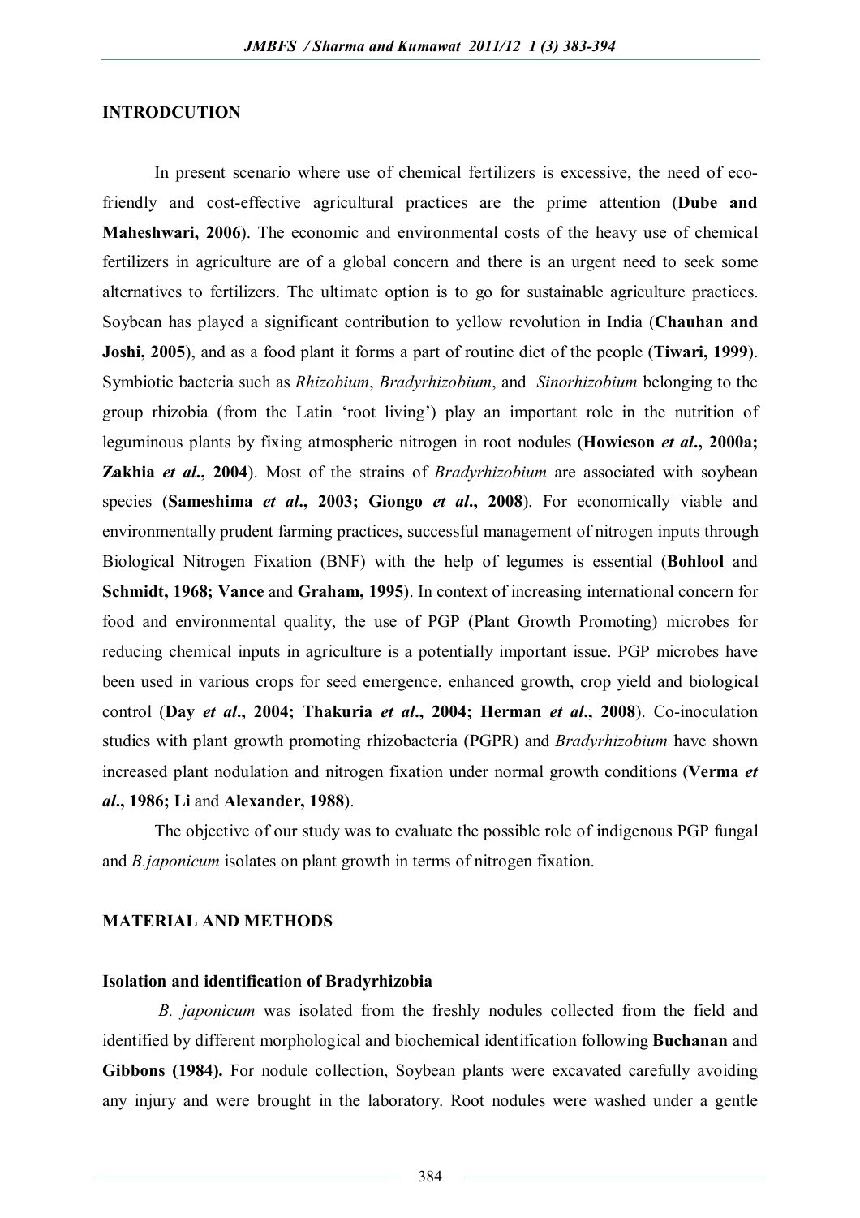## INTRODCUTION

In present scenario where use of chemical fertilizers is excessive, the need of eco-friendly and cost-effective agricultural practices are the prime attention (**Dube and Maheshwari, 2006**). The economic and environmental costs of the heavy use of chemical fertilizers in agriculture are of a global concern and there is an urgent need to seek some alternatives to fertilizers. The ultimate option is to go for sustainable agriculture practices. Soybean has played a significant contribution to yellow revolution in India (**Chauhan and Joshi, 2005**), and as a food plant it forms a part of routine diet of the people (**Tiwari, 1999**). Symbiotic bacteria such as *Rhizobium*, *Bradyrhizobium*, and *Sinorhizobium* belonging to the group rhizobia (from the Latin 'root living') play an important role in the nutrition of leguminous plants by fixing atmospheric nitrogen in root nodules (**Howieson *et al*., 2000a; Zakhia *et al*., 2004**). Most of the strains of *Bradyrhizobium* are associated with soybean species (**Sameshima *et al*., 2003; Giongo *et al*., 2008**). For economically viable and environmentally prudent farming practices, successful management of nitrogen inputs through Biological Nitrogen Fixation (BNF) with the help of legumes is essential (**Bohlool** and **Schmidt, 1968; Vance** and **Graham, 1995**). In context of increasing international concern for food and environmental quality, the use of PGP (Plant Growth Promoting) microbes for reducing chemical inputs in agriculture is a potentially important issue. PGP microbes have been used in various crops for seed emergence, enhanced growth, crop yield and biological control (**Day *et al*., 2004; Thakuria *et al*., 2004; Herman *et al*., 2008**). Co-inoculation studies with plant growth promoting rhizobacteria (PGPR) and *Bradyrhizobium* have shown increased plant nodulation and nitrogen fixation under normal growth conditions (**Verma *et al*., 1986; Li** and **Alexander, 1988**).

The objective of our study was to evaluate the possible role of indigenous PGP fungal and *B.japonicum* isolates on plant growth in terms of nitrogen fixation.

## MATERIAL AND METHODS

### Isolation and identification of Bradyrhizobia

*B. japonicum* was isolated from the freshly nodules collected from the field and identified by different morphological and biochemical identification following **Buchanan** and **Gibbons (1984).** For nodule collection, Soybean plants were excavated carefully avoiding any injury and were brought in the laboratory. Root nodules were washed under a gentle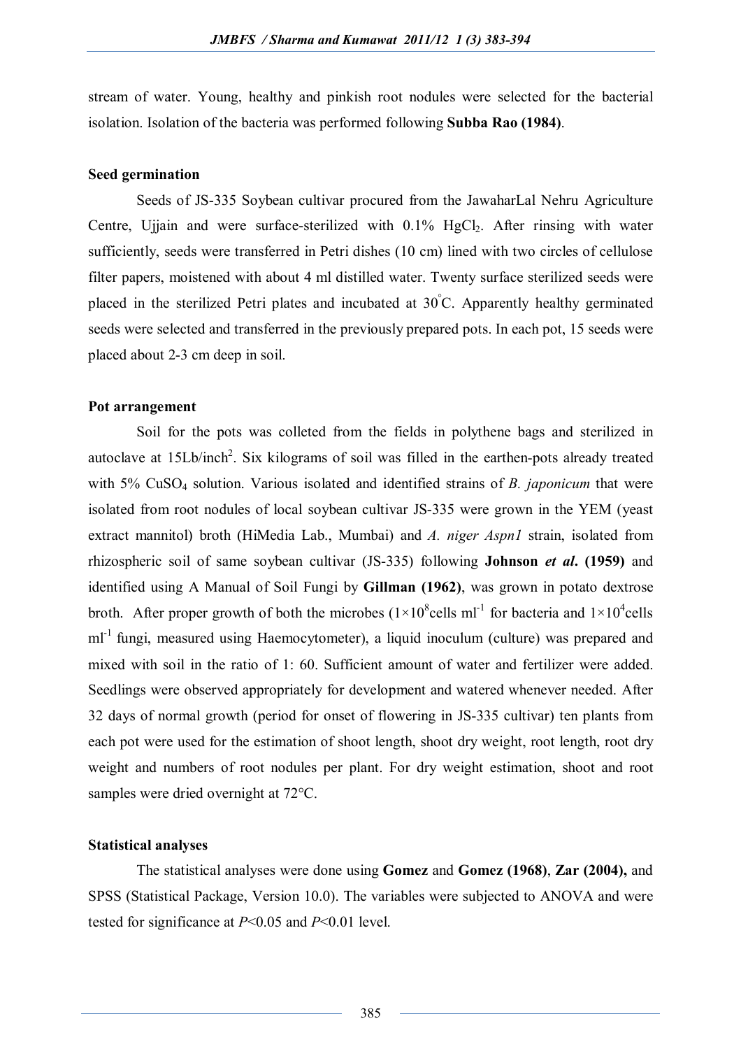stream of water. Young, healthy and pinkish root nodules were selected for the bacterial isolation. Isolation of the bacteria was performed following **Subba Rao (1984)**.

### Seed germination

Seeds of JS-335 Soybean cultivar procured from the JawaharLal Nehru Agriculture Centre, Ujjain and were surface-sterilized with 0.1% $HgCl_2$. After rinsing with water sufficiently, seeds were transferred in Petri dishes (10 cm) lined with two circles of cellulose filter papers, moistened with about 4 ml distilled water. Twenty surface sterilized seeds were placed in the sterilized Petri plates and incubated at $30^{\circ}$C. Apparently healthy germinated seeds were selected and transferred in the previously prepared pots. In each pot, 15 seeds were placed about 2-3 cm deep in soil.

### Pot arrangement

Soil for the pots was colleted from the fields in polythene bags and sterilized in autoclave at 15Lb/inch$^2$. Six kilograms of soil was filled in the earthen-pots already treated with 5% $CuSO_4$ solution. Various isolated and identified strains of *B. japonicum* that were isolated from root nodules of local soybean cultivar JS-335 were grown in the YEM (yeast extract mannitol) broth (HiMedia Lab., Mumbai) and *A. niger Aspn1* strain, isolated from rhizospheric soil of same soybean cultivar (JS-335) following **Johnson *et al*. (1959)** and identified using A Manual of Soil Fungi by **Gillman (1962)**, was grown in potato dextrose broth. After proper growth of both the microbes ($1\times10^8$cells ml$^{-1}$ for bacteria and $1\times10^4$cells ml$^{-1}$ fungi, measured using Haemocytometer), a liquid inoculum (culture) was prepared and mixed with soil in the ratio of 1: 60. Sufficient amount of water and fertilizer were added. Seedlings were observed appropriately for development and watered whenever needed. After 32 days of normal growth (period for onset of flowering in JS-335 cultivar) ten plants from each pot were used for the estimation of shoot length, shoot dry weight, root length, root dry weight and numbers of root nodules per plant. For dry weight estimation, shoot and root samples were dried overnight at 72°C.

### Statistical analyses

The statistical analyses were done using **Gomez** and **Gomez (1968)**, **Zar (2004),** and SPSS (Statistical Package, Version 10.0). The variables were subjected to ANOVA and were tested for significance at $P<0.05$ and $P<0.01$ level.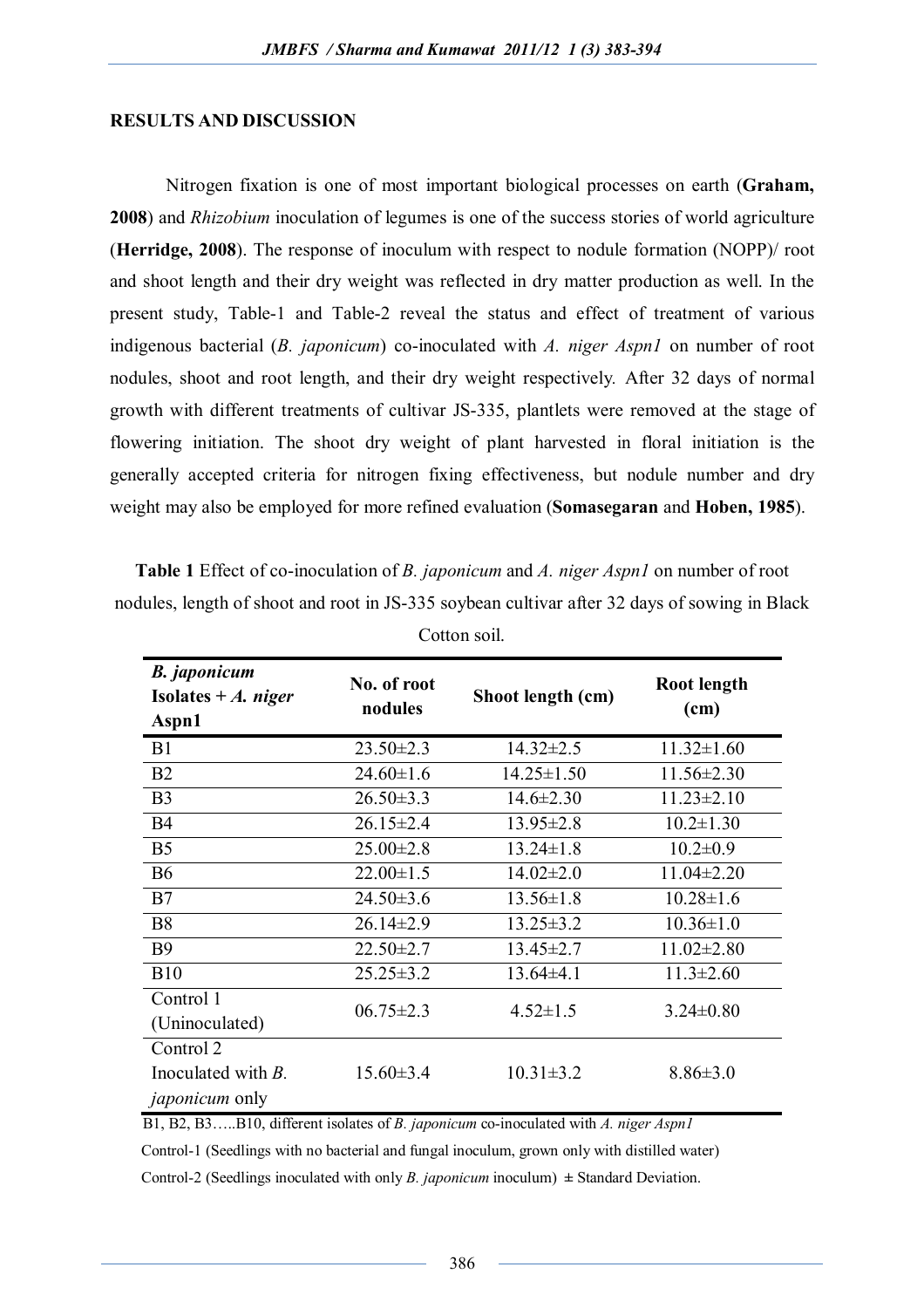## RESULTS AND DISCUSSION

Nitrogen fixation is one of most important biological processes on earth (**Graham, 2008**) and *Rhizobium* inoculation of legumes is one of the success stories of world agriculture (**Herridge, 2008**). The response of inoculum with respect to nodule formation (NOPP)/ root and shoot length and their dry weight was reflected in dry matter production as well. In the present study, Table-1 and Table-2 reveal the status and effect of treatment of various indigenous bacterial (*B. japonicum*) co-inoculated with *A. niger Aspn1* on number of root nodules, shoot and root length, and their dry weight respectively. After 32 days of normal growth with different treatments of cultivar JS-335, plantlets were removed at the stage of flowering initiation. The shoot dry weight of plant harvested in floral initiation is the generally accepted criteria for nitrogen fixing effectiveness, but nodule number and dry weight may also be employed for more refined evaluation (**Somasegaran** and **Hoben, 1985**).

**Table 1** Effect of co-inoculation of *B. japonicum* and *A. niger Aspn1* on number of root nodules, length of shoot and root in JS-335 soybean cultivar after 32 days of sowing in Black Cotton soil.

| ***B. japonicum* Isolates + *A. niger* Aspn1** | **No. of root nodules** | **Shoot length (cm)** | **Root length (cm)** |
|---|---|---|---|
| B1 | 23.50±2.3 | 14.32±2.5 | 11.32±1.60 |
| B2 | 24.60±1.6 | 14.25±1.50 | 11.56±2.30 |
| B3 | 26.50±3.3 | 14.6±2.30 | 11.23±2.10 |
| B4 | 26.15±2.4 | 13.95±2.8 | 10.2±1.30 |
| B5 | 25.00±2.8 | 13.24±1.8 | 10.2±0.9 |
| B6 | 22.00±1.5 | 14.02±2.0 | 11.04±2.20 |
| B7 | 24.50±3.6 | 13.56±1.8 | 10.28±1.6 |
| B8 | 26.14±2.9 | 13.25±3.2 | 10.36±1.0 |
| B9 | 22.50±2.7 | 13.45±2.7 | 11.02±2.80 |
| B10 | 25.25±3.2 | 13.64±4.1 | 11.3±2.60 |
| Control 1 (Uninoculated) | 06.75±2.3 | 4.52±1.5 | 3.24±0.80 |
| Control 2 Inoculated with *B. japonicum* only | 15.60±3.4 | 10.31±3.2 | 8.86±3.0 |

B1, B2, B3…..B10, different isolates of *B. japonicum* co-inoculated with *A. niger Aspn1*

Control-1 (Seedlings with no bacterial and fungal inoculum, grown only with distilled water)

Control-2 (Seedlings inoculated with only *B. japonicum* inoculum) ± Standard Deviation.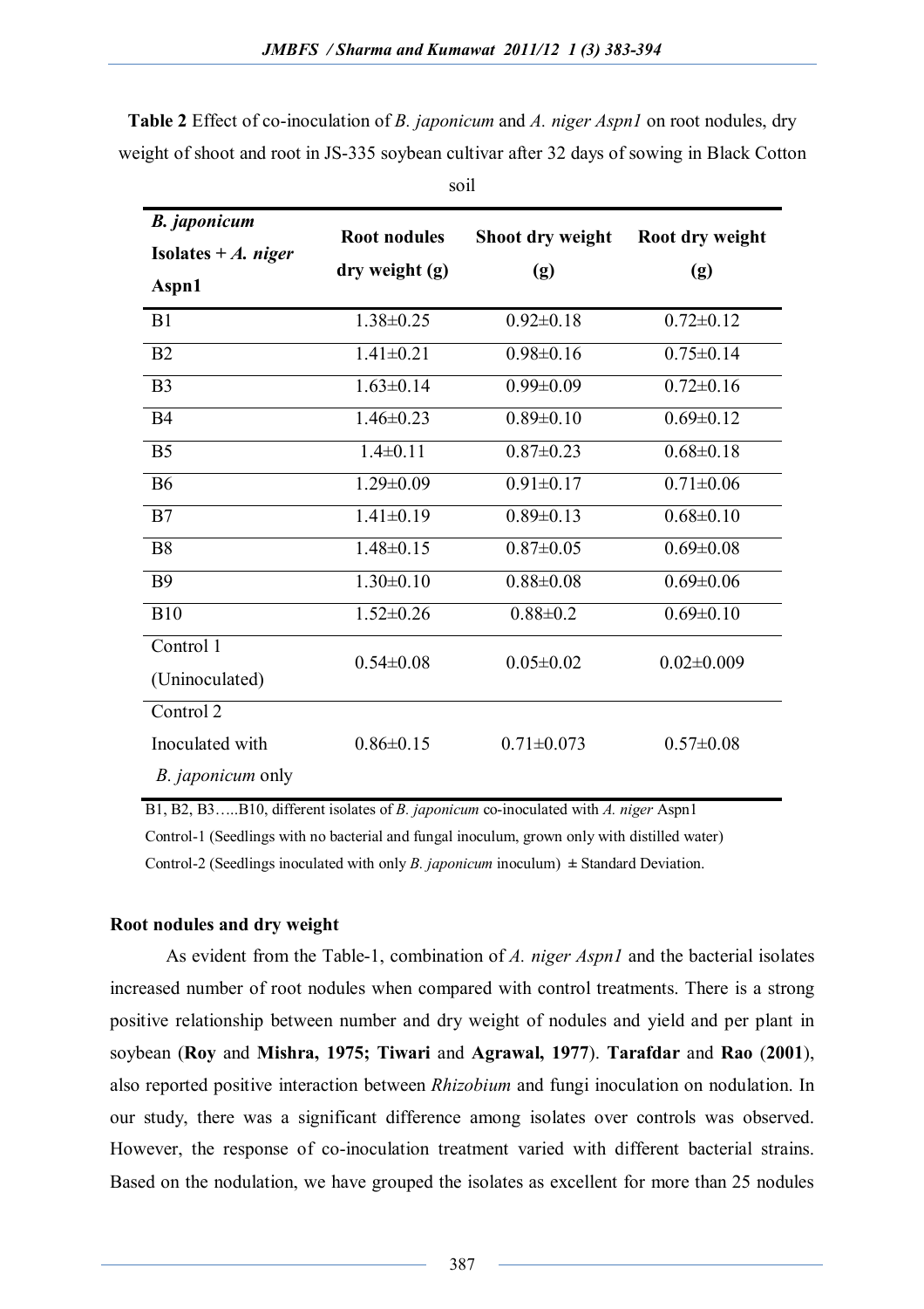**Table 2** Effect of co-inoculation of *B. japonicum* and *A. niger Aspn1* on root nodules, dry weight of shoot and root in JS-335 soybean cultivar after 32 days of sowing in Black Cotton soil

| *B. japonicum* Isolates + *A. niger* Aspn1 | Root nodules dry weight (g) | Shoot dry weight (g) | Root dry weight (g) |
|---|---|---|---|
| B1 | 1.38±0.25 | 0.92±0.18 | 0.72±0.12 |
| B2 | 1.41±0.21 | 0.98±0.16 | 0.75±0.14 |
| B3 | 1.63±0.14 | 0.99±0.09 | 0.72±0.16 |
| B4 | 1.46±0.23 | 0.89±0.10 | 0.69±0.12 |
| B5 | 1.4±0.11 | 0.87±0.23 | 0.68±0.18 |
| B6 | 1.29±0.09 | 0.91±0.17 | 0.71±0.06 |
| B7 | 1.41±0.19 | 0.89±0.13 | 0.68±0.10 |
| B8 | 1.48±0.15 | 0.87±0.05 | 0.69±0.08 |
| B9 | 1.30±0.10 | 0.88±0.08 | 0.69±0.06 |
| B10 | 1.52±0.26 | 0.88±0.2 | 0.69±0.10 |
| Control 1 (Uninoculated) | 0.54±0.08 | 0.05±0.02 | 0.02±0.009 |
| Control 2 Inoculated with *B. japonicum* only | 0.86±0.15 | 0.71±0.073 | 0.57±0.08 |

B1, B2, B3…..B10, different isolates of *B. japonicum* co-inoculated with *A. niger* Aspn1
Control-1 (Seedlings with no bacterial and fungal inoculum, grown only with distilled water)
Control-2 (Seedlings inoculated with only *B. japonicum* inoculum) ± Standard Deviation.

### Root nodules and dry weight

As evident from the Table-1, combination of *A. niger Aspn1* and the bacterial isolates increased number of root nodules when compared with control treatments. There is a strong positive relationship between number and dry weight of nodules and yield and per plant in soybean (**Roy** and **Mishra, 1975; Tiwari** and **Agrawal, 1977**). **Tarafdar** and **Rao** (**2001**), also reported positive interaction between *Rhizobium* and fungi inoculation on nodulation. In our study, there was a significant difference among isolates over controls was observed. However, the response of co-inoculation treatment varied with different bacterial strains. Based on the nodulation, we have grouped the isolates as excellent for more than 25 nodules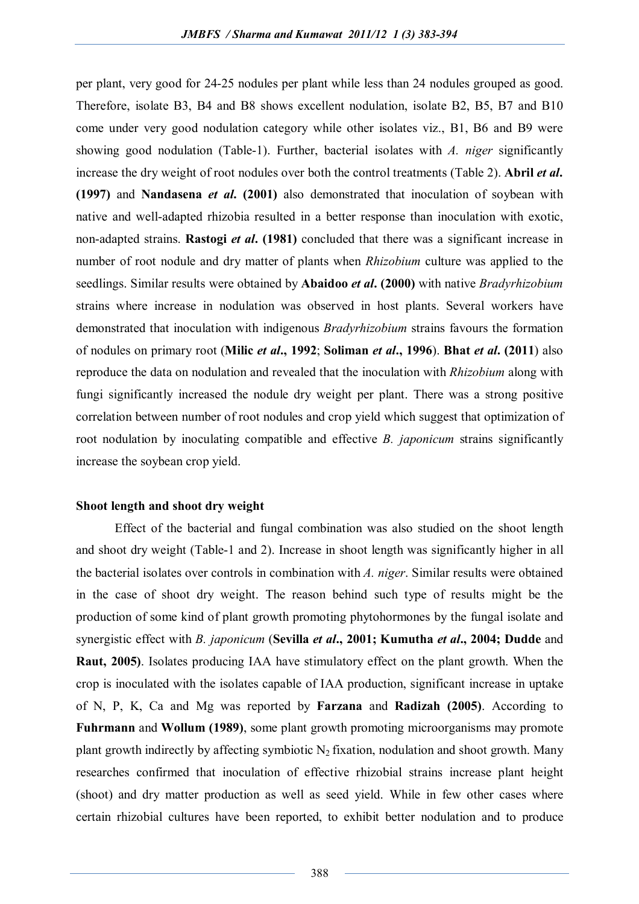per plant, very good for 24-25 nodules per plant while less than 24 nodules grouped as good. Therefore, isolate B3, B4 and B8 shows excellent nodulation, isolate B2, B5, B7 and B10 come under very good nodulation category while other isolates viz., B1, B6 and B9 were showing good nodulation (Table-1). Further, bacterial isolates with *A. niger* significantly increase the dry weight of root nodules over both the control treatments (Table 2). **Abril *et al*. (1997)** and **Nandasena *et al*. (2001)** also demonstrated that inoculation of soybean with native and well-adapted rhizobia resulted in a better response than inoculation with exotic, non-adapted strains. **Rastogi *et al*. (1981)** concluded that there was a significant increase in number of root nodule and dry matter of plants when *Rhizobium* culture was applied to the seedlings. Similar results were obtained by **Abaidoo *et al*. (2000)** with native *Bradyrhizobium* strains where increase in nodulation was observed in host plants. Several workers have demonstrated that inoculation with indigenous *Bradyrhizobium* strains favours the formation of nodules on primary root (**Milic *et al*., 1992**; **Soliman *et al*., 1996**). **Bhat *et al*. (2011**) also reproduce the data on nodulation and revealed that the inoculation with *Rhizobium* along with fungi significantly increased the nodule dry weight per plant. There was a strong positive correlation between number of root nodules and crop yield which suggest that optimization of root nodulation by inoculating compatible and effective *B. japonicum* strains significantly increase the soybean crop yield.

**Shoot length and shoot dry weight**

Effect of the bacterial and fungal combination was also studied on the shoot length and shoot dry weight (Table-1 and 2). Increase in shoot length was significantly higher in all the bacterial isolates over controls in combination with *A. niger*. Similar results were obtained in the case of shoot dry weight. The reason behind such type of results might be the production of some kind of plant growth promoting phytohormones by the fungal isolate and synergistic effect with *B. japonicum* (**Sevilla *et al*., 2001; Kumutha *et al*., 2004; Dudde** and **Raut, 2005)**. Isolates producing IAA have stimulatory effect on the plant growth. When the crop is inoculated with the isolates capable of IAA production, significant increase in uptake of N, P, K, Ca and Mg was reported by **Farzana** and **Radizah (2005)**. According to **Fuhrmann** and **Wollum (1989)**, some plant growth promoting microorganisms may promote plant growth indirectly by affecting symbiotic $N_2$ fixation, nodulation and shoot growth. Many researches confirmed that inoculation of effective rhizobial strains increase plant height (shoot) and dry matter production as well as seed yield. While in few other cases where certain rhizobial cultures have been reported, to exhibit better nodulation and to produce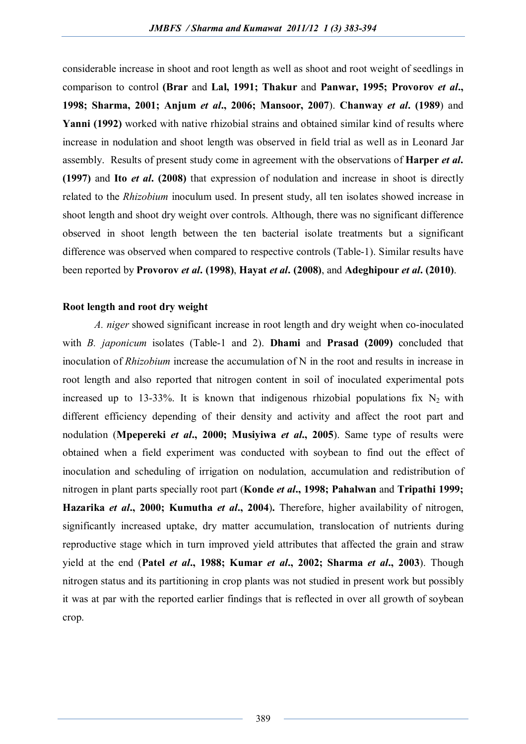considerable increase in shoot and root length as well as shoot and root weight of seedlings in comparison to control (**Brar** and **Lal, 1991; Thakur** and **Panwar, 1995; Provorov *et al*., 1998; Sharma, 2001; Anjum *et al*., 2006; Mansoor, 2007**). **Chanway *et al*. (1989**) and **Yanni (1992)** worked with native rhizobial strains and obtained similar kind of results where increase in nodulation and shoot length was observed in field trial as well as in Leonard Jar assembly. Results of present study come in agreement with the observations of **Harper *et al*. (1997)** and **Ito *et al*. (2008)** that expression of nodulation and increase in shoot is directly related to the *Rhizobium* inoculum used. In present study, all ten isolates showed increase in shoot length and shoot dry weight over controls. Although, there was no significant difference observed in shoot length between the ten bacterial isolate treatments but a significant difference was observed when compared to respective controls (Table-1). Similar results have been reported by **Provorov *et al*. (1998)**, **Hayat *et al*. (2008)**, and **Adeghipour *et al*. (2010)**.

**Root length and root dry weight**

*A. niger* showed significant increase in root length and dry weight when co-inoculated with *B. japonicum* isolates (Table-1 and 2). **Dhami** and **Prasad (2009)** concluded that inoculation of *Rhizobium* increase the accumulation of N in the root and results in increase in root length and also reported that nitrogen content in soil of inoculated experimental pots increased up to 13-33%. It is known that indigenous rhizobial populations fix $N_2$ with different efficiency depending of their density and activity and affect the root part and nodulation (**Mpepereki *et al*., 2000; Musiyiwa *et al*., 2005**). Same type of results were obtained when a field experiment was conducted with soybean to find out the effect of inoculation and scheduling of irrigation on nodulation, accumulation and redistribution of nitrogen in plant parts specially root part (**Konde *et al*., 1998; Pahalwan** and **Tripathi 1999; Hazarika *et al*., 2000; Kumutha *et al*., 2004).** Therefore, higher availability of nitrogen, significantly increased uptake, dry matter accumulation, translocation of nutrients during reproductive stage which in turn improved yield attributes that affected the grain and straw yield at the end (**Patel *et al*., 1988; Kumar *et al*., 2002; Sharma *et al*., 2003**). Though nitrogen status and its partitioning in crop plants was not studied in present work but possibly it was at par with the reported earlier findings that is reflected in over all growth of soybean crop.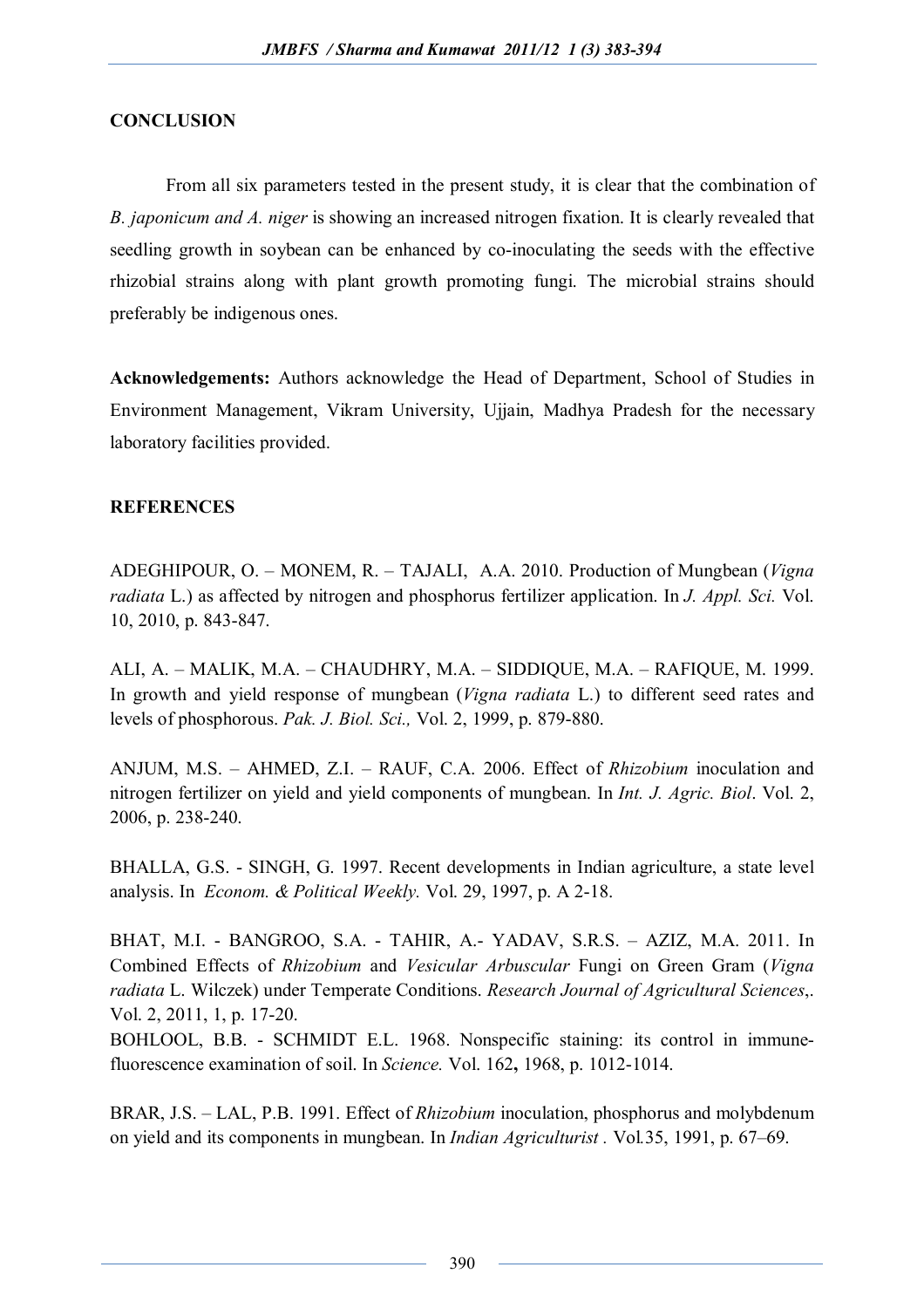## CONCLUSION

From all six parameters tested in the present study, it is clear that the combination of *B. japonicum and A. niger* is showing an increased nitrogen fixation. It is clearly revealed that seedling growth in soybean can be enhanced by co-inoculating the seeds with the effective rhizobial strains along with plant growth promoting fungi. The microbial strains should preferably be indigenous ones.

**Acknowledgements:** Authors acknowledge the Head of Department, School of Studies in Environment Management, Vikram University, Ujjain, Madhya Pradesh for the necessary laboratory facilities provided.

## REFERENCES

ADEGHIPOUR, O. – MONEM, R. – TAJALI, A.A. 2010. Production of Mungbean (*Vigna radiata* L.) as affected by nitrogen and phosphorus fertilizer application. In *J. Appl. Sci.* Vol. 10, 2010, p. 843-847.

ALI, A. – MALIK, M.A. – CHAUDHRY, M.A. – SIDDIQUE, M.A. – RAFIQUE, M. 1999. In growth and yield response of mungbean (*Vigna radiata* L.) to different seed rates and levels of phosphorous. *Pak. J. Biol. Sci.,* Vol. 2, 1999, p. 879-880.

ANJUM, M.S. – AHMED, Z.I. – RAUF, C.A. 2006. Effect of *Rhizobium* inoculation and nitrogen fertilizer on yield and yield components of mungbean. In *Int. J. Agric. Biol*. Vol. 2, 2006, p. 238-240.

BHALLA, G.S. - SINGH, G. 1997. Recent developments in Indian agriculture, a state level analysis. In *Econom. & Political Weekly.* Vol. 29, 1997, p. A 2-18.

BHAT, M.I. - BANGROO, S.A. - TAHIR, A.- YADAV, S.R.S. – AZIZ, M.A. 2011. In Combined Effects of *Rhizobium* and *Vesicular Arbuscular* Fungi on Green Gram (*Vigna radiata* L. Wilczek) under Temperate Conditions. *Research Journal of Agricultural Sciences*,. Vol. 2, 2011, 1, p. 17-20.

BOHLOOL, B.B. - SCHMIDT E.L. 1968. Nonspecific staining: its control in immune-fluorescence examination of soil. In *Science.* Vol. 162**,** 1968, p. 1012-1014.

BRAR, J.S. – LAL, P.B. 1991. Effect of *Rhizobium* inoculation, phosphorus and molybdenum on yield and its components in mungbean. In *Indian Agriculturist .* Vol.35, 1991, p. 67–69.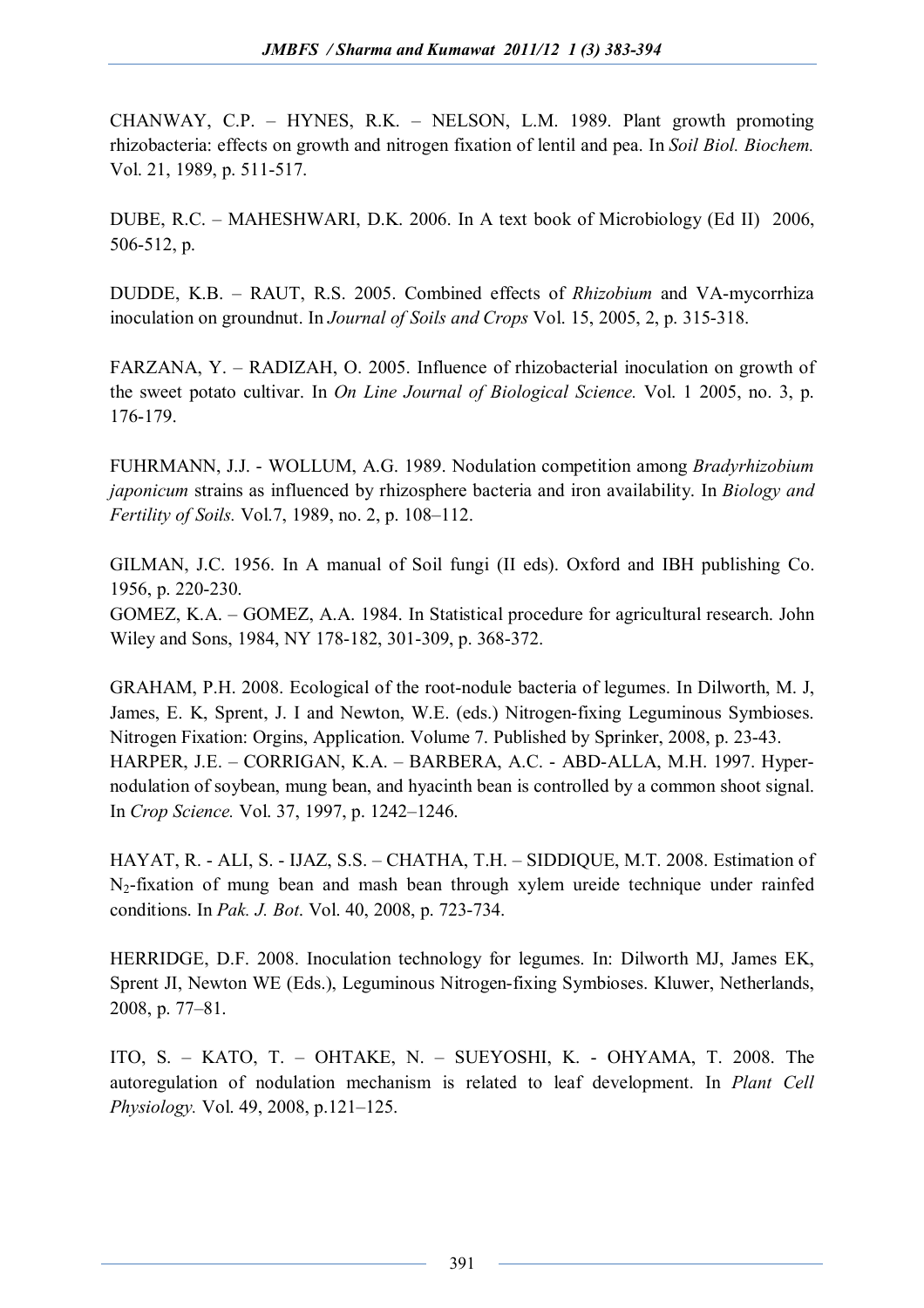CHANWAY, C.P. – HYNES, R.K. – NELSON, L.M. 1989. Plant growth promoting rhizobacteria: effects on growth and nitrogen fixation of lentil and pea. In *Soil Biol. Biochem.* Vol. 21, 1989, p. 511-517.

DUBE, R.C. – MAHESHWARI, D.K. 2006. In A text book of Microbiology (Ed II) 2006, 506-512, p.

DUDDE, K.B. – RAUT, R.S. 2005. Combined effects of *Rhizobium* and VA-mycorrhiza inoculation on groundnut. In *Journal of Soils and Crops* Vol. 15, 2005, 2, p. 315-318.

FARZANA, Y. – RADIZAH, O. 2005. Influence of rhizobacterial inoculation on growth of the sweet potato cultivar. In *On Line Journal of Biological Science.* Vol. 1 2005, no. 3, p. 176-179.

FUHRMANN, J.J. - WOLLUM, A.G. 1989. Nodulation competition among *Bradyrhizobium japonicum* strains as influenced by rhizosphere bacteria and iron availability. In *Biology and Fertility of Soils.* Vol.7, 1989, no. 2, p. 108–112.

GILMAN, J.C. 1956. In A manual of Soil fungi (II eds). Oxford and IBH publishing Co. 1956, p. 220-230.

GOMEZ, K.A. – GOMEZ, A.A. 1984. In Statistical procedure for agricultural research. John Wiley and Sons, 1984, NY 178-182, 301-309, p. 368-372.

GRAHAM, P.H. 2008. Ecological of the root-nodule bacteria of legumes. In Dilworth, M. J, James, E. K, Sprent, J. I and Newton, W.E. (eds.) Nitrogen-fixing Leguminous Symbioses. Nitrogen Fixation: Orgins, Application. Volume 7. Published by Sprinker, 2008, p. 23-43.

HARPER, J.E. – CORRIGAN, K.A. – BARBERA, A.C. - ABD-ALLA, M.H. 1997. Hyper-nodulation of soybean, mung bean, and hyacinth bean is controlled by a common shoot signal. In *Crop Science.* Vol. 37, 1997, p. 1242–1246.

HAYAT, R. - ALI, S. - IJAZ, S.S. – CHATHA, T.H. – SIDDIQUE, M.T. 2008. Estimation of $N_2$-fixation of mung bean and mash bean through xylem ureide technique under rainfed conditions. In *Pak. J. Bot.* Vol. 40, 2008, p. 723-734.

HERRIDGE, D.F. 2008. Inoculation technology for legumes. In: Dilworth MJ, James EK, Sprent JI, Newton WE (Eds.), Leguminous Nitrogen-fixing Symbioses. Kluwer, Netherlands, 2008, p. 77–81.

ITO, S. – KATO, T. – OHTAKE, N. – SUEYOSHI, K. - OHYAMA, T. 2008. The autoregulation of nodulation mechanism is related to leaf development. In *Plant Cell Physiology.* Vol. 49, 2008, p.121–125.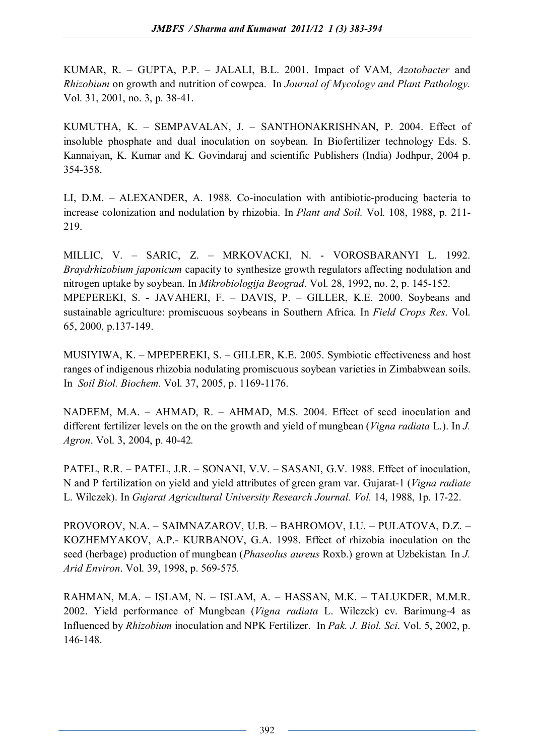KUMAR, R. – GUPTA, P.P. – JALALI, B.L. 2001. Impact of VAM, *Azotobacter* and *Rhizobium* on growth and nutrition of cowpea. In *Journal of Mycology and Plant Pathology.* Vol. 31, 2001, no. 3, p. 38-41.

KUMUTHA, K. – SEMPAVALAN, J. – SANTHONAKRISHNAN, P. 2004. Effect of insoluble phosphate and dual inoculation on soybean. In Biofertilizer technology Eds. S. Kannaiyan, K. Kumar and K. Govindaraj and scientific Publishers (India) Jodhpur, 2004 p. 354-358.

LI, D.M. – ALEXANDER, A. 1988. Co-inoculation with antibiotic-producing bacteria to increase colonization and nodulation by rhizobia. In *Plant and Soil.* Vol. 108, 1988, p. 211-219.

MILLIC, V. – SARIC, Z. – MRKOVACKI, N. - VOROSBARANYI L. 1992. *Braydrhizobium japonicum* capacity to synthesize growth regulators affecting nodulation and nitrogen uptake by soybean. In *Mikrobiologija Beograd*. Vol. 28, 1992, no. 2, p. 145-152.

MPEPEREKI, S. - JAVAHERI, F. – DAVIS, P. – GILLER, K.E. 2000. Soybeans and sustainable agriculture: promiscuous soybeans in Southern Africa. In *Field Crops Res*. Vol. 65, 2000, p.137-149.

MUSIYIWA, K. – MPEPEREKI, S. – GILLER, K.E. 2005. Symbiotic effectiveness and host ranges of indigenous rhizobia nodulating promiscuous soybean varieties in Zimbabwean soils. In *Soil Biol. Biochem.* Vol. 37, 2005, p. 1169-1176.

NADEEM, M.A. – AHMAD, R. – AHMAD, M.S. 2004. Effect of seed inoculation and different fertilizer levels on the on the growth and yield of mungbean (*Vigna radiata* L.). In *J. Agron*. Vol. 3, 2004, p. 40-42*.*

PATEL, R.R. – PATEL, J.R. – SONANI, V.V. – SASANI, G.V. 1988. Effect of inoculation, N and P fertilization on yield and yield attributes of green gram var. Gujarat-1 (*Vigna radiate* L. Wilczek). In *Gujarat Agricultural University Research Journal. Vol.* 14, 1988, 1p. 17-22.

PROVOROV, N.A. – SAIMNAZAROV, U.B. – BAHROMOV, I.U. – PULATOVA, D.Z. – KOZHEMYAKOV, A.P.- KURBANOV, G.A. 1998. Effect of rhizobia inoculation on the seed (herbage) production of mungbean (*Phaseolus aureus* Roxb.) grown at Uzbekistan*.* In *J. Arid Environ*. Vol. 39, 1998, p. 569-575*.*

RAHMAN, M.A. – ISLAM, N. – ISLAM, A. – HASSAN, M.K. – TALUKDER, M.M.R. 2002. Yield performance of Mungbean (*Vigna radiata* L. Wilczck) cv. Barimung-4 as Influenced by *Rhizobium* inoculation and NPK Fertilizer. In *Pak. J. Biol. Sci*. Vol. 5, 2002, p. 146-148.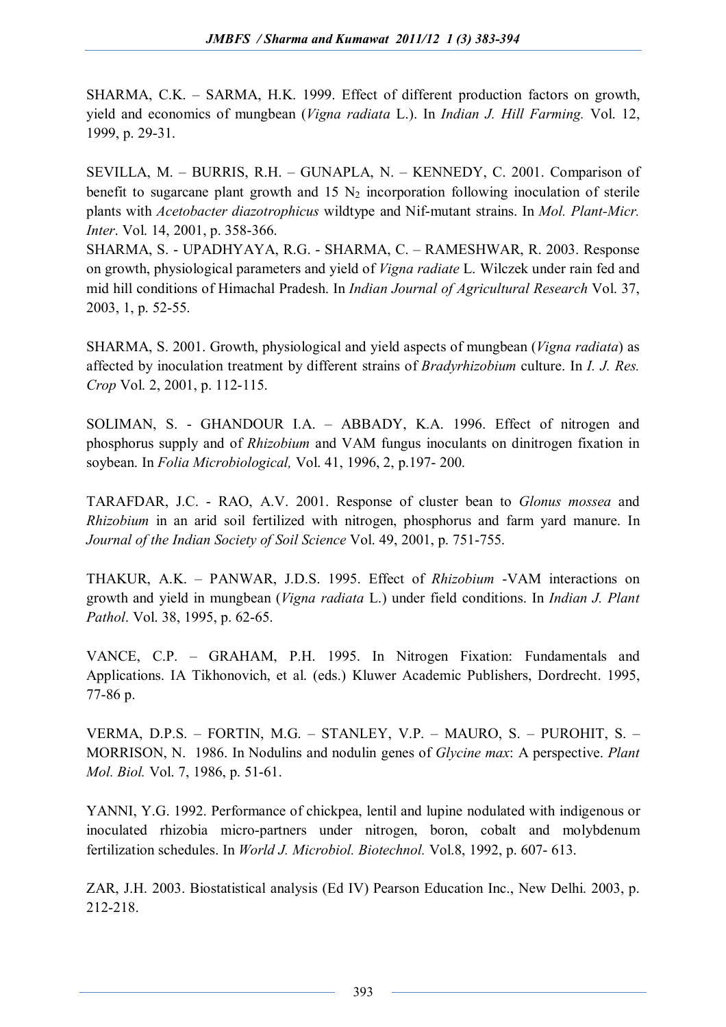SHARMA, C.K. – SARMA, H.K. 1999. Effect of different production factors on growth, yield and economics of mungbean (*Vigna radiata* L.). In *Indian J. Hill Farming.* Vol. 12, 1999, p. 29-31.

SEVILLA, M. – BURRIS, R.H. – GUNAPLA, N. – KENNEDY, C. 2001. Comparison of benefit to sugarcane plant growth and 15 $N_2$ incorporation following inoculation of sterile plants with *Acetobacter diazotrophicus* wildtype and Nif-mutant strains. In *Mol. Plant-Micr. Inter*. Vol. 14, 2001, p. 358-366.

SHARMA, S. - UPADHYAYA, R.G. - SHARMA, C. – RAMESHWAR, R. 2003. Response on growth, physiological parameters and yield of *Vigna radiate* L. Wilczek under rain fed and mid hill conditions of Himachal Pradesh. In *Indian Journal of Agricultural Research* Vol. 37, 2003, 1, p. 52-55.

SHARMA, S. 2001. Growth, physiological and yield aspects of mungbean (*Vigna radiata*) as affected by inoculation treatment by different strains of *Bradyrhizobium* culture. In *I. J. Res. Crop* Vol. 2, 2001, p. 112-115.

SOLIMAN, S. - GHANDOUR I.A. – ABBADY, K.A. 1996. Effect of nitrogen and phosphorus supply and of *Rhizobium* and VAM fungus inoculants on dinitrogen fixation in soybean. In *Folia Microbiological,* Vol. 41, 1996, 2, p.197- 200.

TARAFDAR, J.C. - RAO, A.V. 2001. Response of cluster bean to *Glonus mossea* and *Rhizobium* in an arid soil fertilized with nitrogen, phosphorus and farm yard manure. In *Journal of the Indian Society of Soil Science* Vol. 49, 2001, p. 751-755.

THAKUR, A.K. – PANWAR, J.D.S. 1995. Effect of *Rhizobium* -VAM interactions on growth and yield in mungbean (*Vigna radiata* L.) under field conditions. In *Indian J. Plant Pathol*. Vol. 38, 1995, p. 62-65.

VANCE, C.P. – GRAHAM, P.H. 1995. In Nitrogen Fixation: Fundamentals and Applications. IA Tikhonovich, et al. (eds.) Kluwer Academic Publishers, Dordrecht. 1995, 77-86 p.

VERMA, D.P.S. – FORTIN, M.G. – STANLEY, V.P. – MAURO, S. – PUROHIT, S. – MORRISON, N. 1986. In Nodulins and nodulin genes of *Glycine max*: A perspective. *Plant Mol. Biol.* Vol. 7, 1986, p. 51-61.

YANNI, Y.G. 1992. Performance of chickpea, lentil and lupine nodulated with indigenous or inoculated rhizobia micro-partners under nitrogen, boron, cobalt and molybdenum fertilization schedules. In *World J. Microbiol. Biotechnol.* Vol.8, 1992, p. 607- 613.

ZAR, J.H. 2003. Biostatistical analysis (Ed IV) Pearson Education Inc., New Delhi. 2003, p. 212-218.